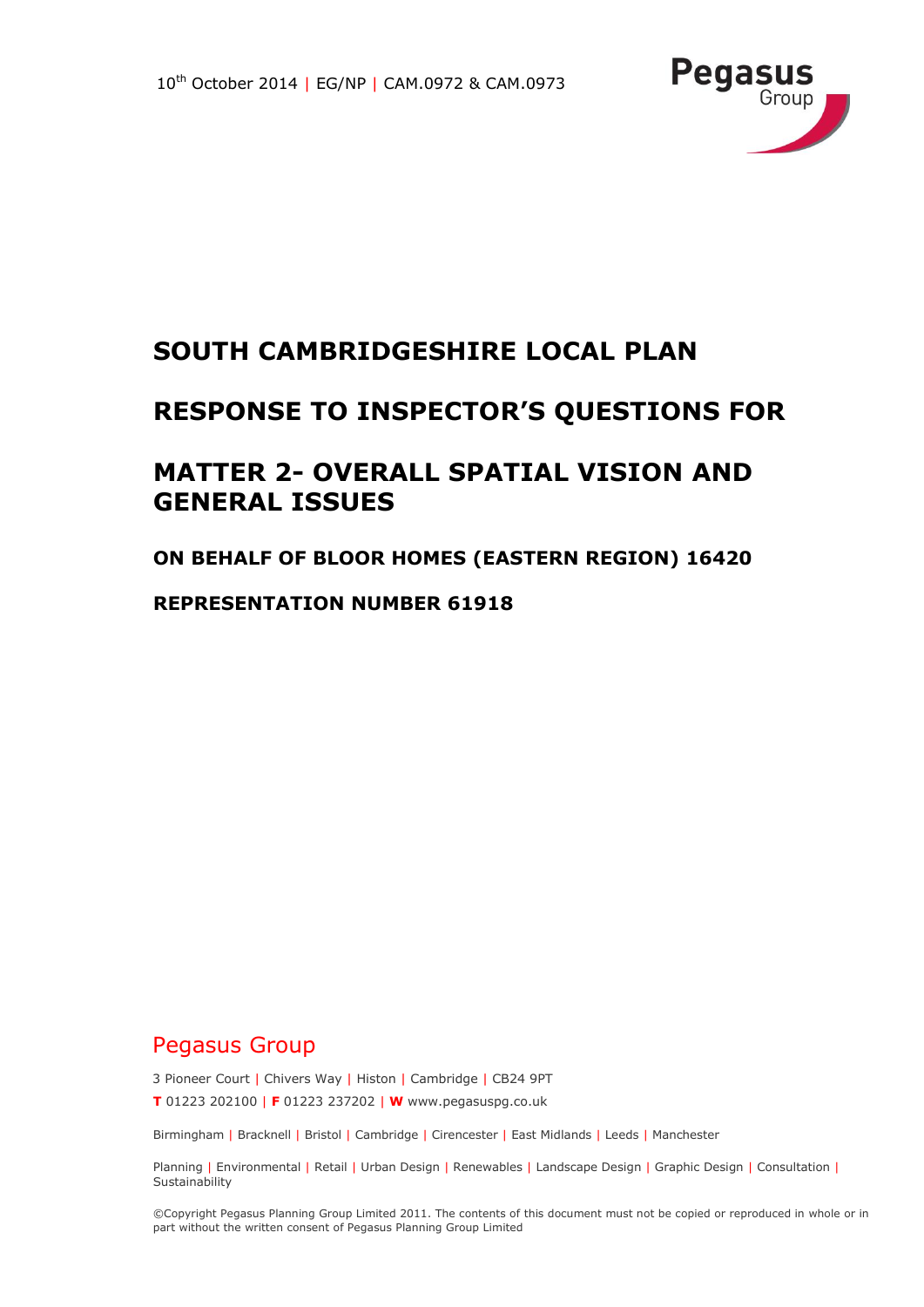10th October 2014 | EG/NP | CAM.0972 & CAM.0973

Pegasus Group

# SOUTH CAMBRIDGESHIRE LOCAL PLAN

# RESPONSE TO INSPECTOR'S QUESTIONS FOR

# MATTER 2- OVERALL SPATIAL VISION AND GENERAL ISSUES

## ON BEHALF OF BLOOR HOMES (EASTERN REGION) 16420

## REPRESENTATION NUMBER 61918

Pegasus Group

3 Pioneer Court | Chivers Way | Histon | Cambridge | CB24 9PT

**T** 01223 202100 | **F** 01223 237202 | **W** www.pegasuspg.co.uk

Birmingham | Bracknell | Bristol | Cambridge | Cirencester | East Midlands | Leeds | Manchester

Planning | Environmental | Retail | Urban Design | Renewables | Landscape Design | Graphic Design | Consultation | Sustainability

©Copyright Pegasus Planning Group Limited 2011. The contents of this document must not be copied or reproduced in whole or in part without the written consent of Pegasus Planning Group Limited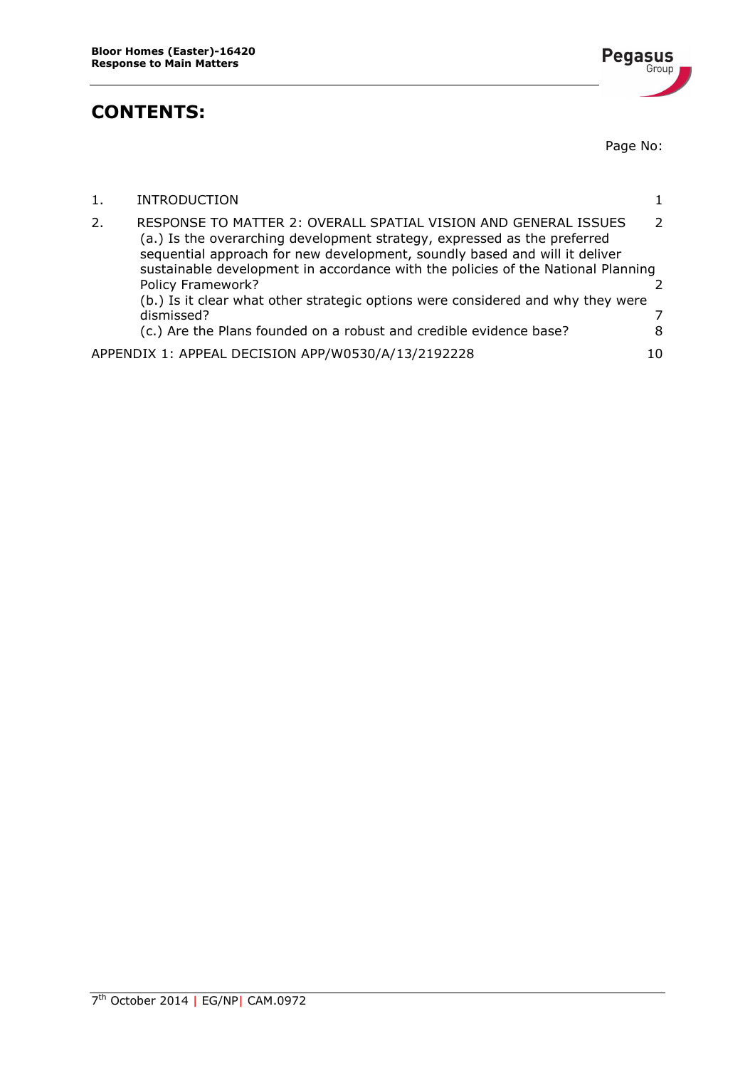# CONTENTS:

Page No:

| | | |
|---|---|---|
| 1. | INTRODUCTION | 1 |
| 2. | RESPONSE TO MATTER 2: OVERALL SPATIAL VISION AND GENERAL ISSUES | 2 |
| | (a.) Is the overarching development strategy, expressed as the preferred sequential approach for new development, soundly based and will it deliver sustainable development in accordance with the policies of the National Planning Policy Framework? | 2 |
| | (b.) Is it clear what other strategic options were considered and why they were dismissed? | 7 |
| | (c.) Are the Plans founded on a robust and credible evidence base? | 8 |
| | APPENDIX 1: APPEAL DECISION APP/W0530/A/13/2192228 | 10 |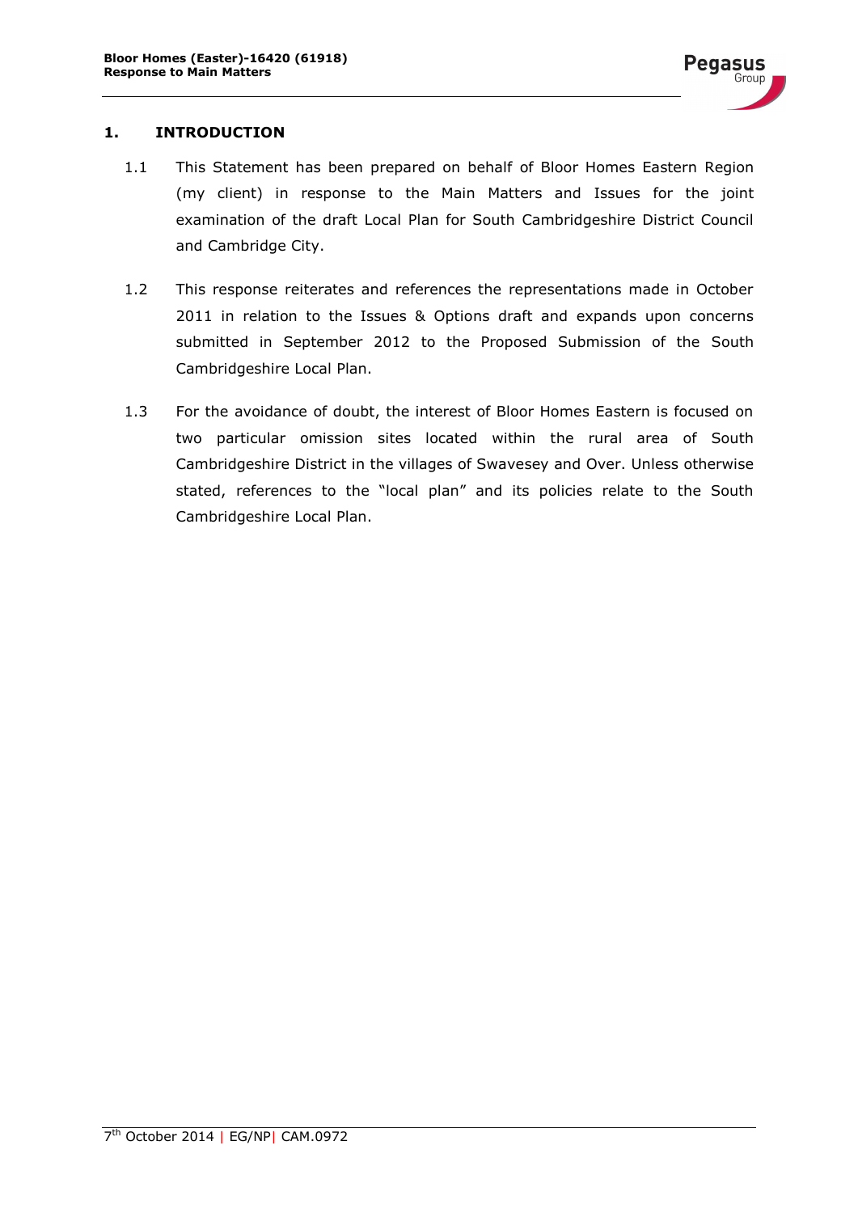## 1. INTRODUCTION

1.1 This Statement has been prepared on behalf of Bloor Homes Eastern Region (my client) in response to the Main Matters and Issues for the joint examination of the draft Local Plan for South Cambridgeshire District Council and Cambridge City.

1.2 This response reiterates and references the representations made in October 2011 in relation to the Issues & Options draft and expands upon concerns submitted in September 2012 to the Proposed Submission of the South Cambridgeshire Local Plan.

1.3 For the avoidance of doubt, the interest of Bloor Homes Eastern is focused on two particular omission sites located within the rural area of South Cambridgeshire District in the villages of Swavesey and Over. Unless otherwise stated, references to the "local plan" and its policies relate to the South Cambridgeshire Local Plan.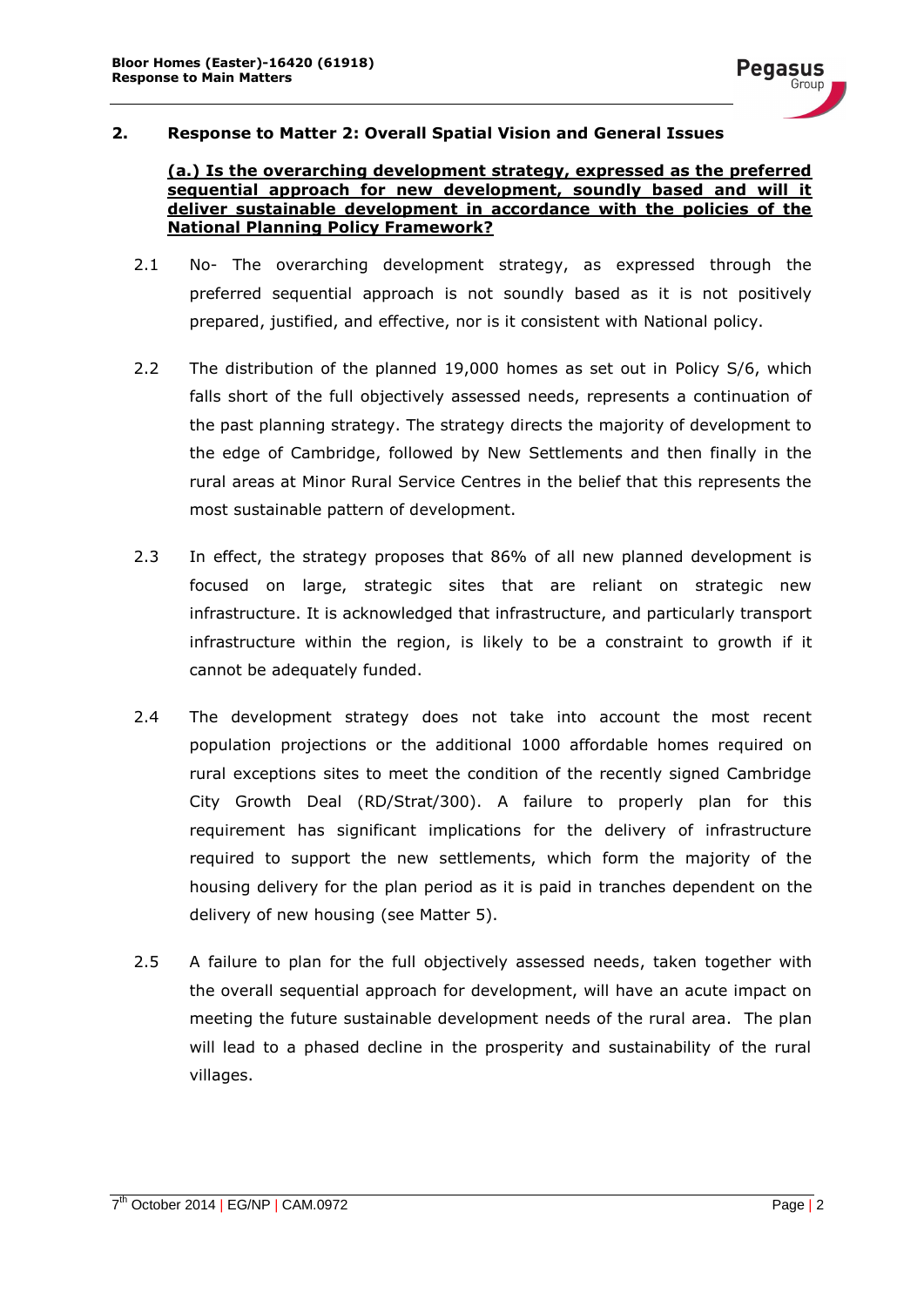## 2. Response to Matter 2: Overall Spatial Vision and General Issues

**(a.) Is the overarching development strategy, expressed as the preferred sequential approach for new development, soundly based and will it deliver sustainable development in accordance with the policies of the National Planning Policy Framework?**

2.1 No- The overarching development strategy, as expressed through the preferred sequential approach is not soundly based as it is not positively prepared, justified, and effective, nor is it consistent with National policy.

2.2 The distribution of the planned 19,000 homes as set out in Policy S/6, which falls short of the full objectively assessed needs, represents a continuation of the past planning strategy. The strategy directs the majority of development to the edge of Cambridge, followed by New Settlements and then finally in the rural areas at Minor Rural Service Centres in the belief that this represents the most sustainable pattern of development.

2.3 In effect, the strategy proposes that 86% of all new planned development is focused on large, strategic sites that are reliant on strategic new infrastructure. It is acknowledged that infrastructure, and particularly transport infrastructure within the region, is likely to be a constraint to growth if it cannot be adequately funded.

2.4 The development strategy does not take into account the most recent population projections or the additional 1000 affordable homes required on rural exceptions sites to meet the condition of the recently signed Cambridge City Growth Deal (RD/Strat/300). A failure to properly plan for this requirement has significant implications for the delivery of infrastructure required to support the new settlements, which form the majority of the housing delivery for the plan period as it is paid in tranches dependent on the delivery of new housing (see Matter 5).

2.5 A failure to plan for the full objectively assessed needs, taken together with the overall sequential approach for development, will have an acute impact on meeting the future sustainable development needs of the rural area. The plan will lead to a phased decline in the prosperity and sustainability of the rural villages.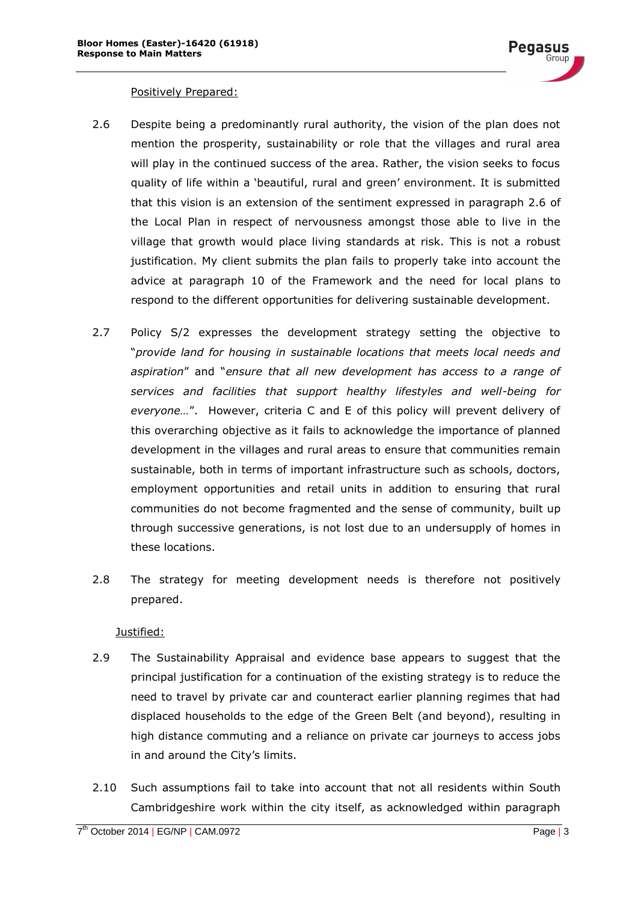Positively Prepared:

2.6 Despite being a predominantly rural authority, the vision of the plan does not mention the prosperity, sustainability or role that the villages and rural area will play in the continued success of the area. Rather, the vision seeks to focus quality of life within a 'beautiful, rural and green' environment. It is submitted that this vision is an extension of the sentiment expressed in paragraph 2.6 of the Local Plan in respect of nervousness amongst those able to live in the village that growth would place living standards at risk. This is not a robust justification. My client submits the plan fails to properly take into account the advice at paragraph 10 of the Framework and the need for local plans to respond to the different opportunities for delivering sustainable development.

2.7 Policy S/2 expresses the development strategy setting the objective to "*provide land for housing in sustainable locations that meets local needs and aspiration*" and "*ensure that all new development has access to a range of services and facilities that support healthy lifestyles and well-being for everyone…*". However, criteria C and E of this policy will prevent delivery of this overarching objective as it fails to acknowledge the importance of planned development in the villages and rural areas to ensure that communities remain sustainable, both in terms of important infrastructure such as schools, doctors, employment opportunities and retail units in addition to ensuring that rural communities do not become fragmented and the sense of community, built up through successive generations, is not lost due to an undersupply of homes in these locations.

2.8 The strategy for meeting development needs is therefore not positively prepared.

Justified:

2.9 The Sustainability Appraisal and evidence base appears to suggest that the principal justification for a continuation of the existing strategy is to reduce the need to travel by private car and counteract earlier planning regimes that had displaced households to the edge of the Green Belt (and beyond), resulting in high distance commuting and a reliance on private car journeys to access jobs in and around the City's limits.

2.10 Such assumptions fail to take into account that not all residents within South Cambridgeshire work within the city itself, as acknowledged within paragraph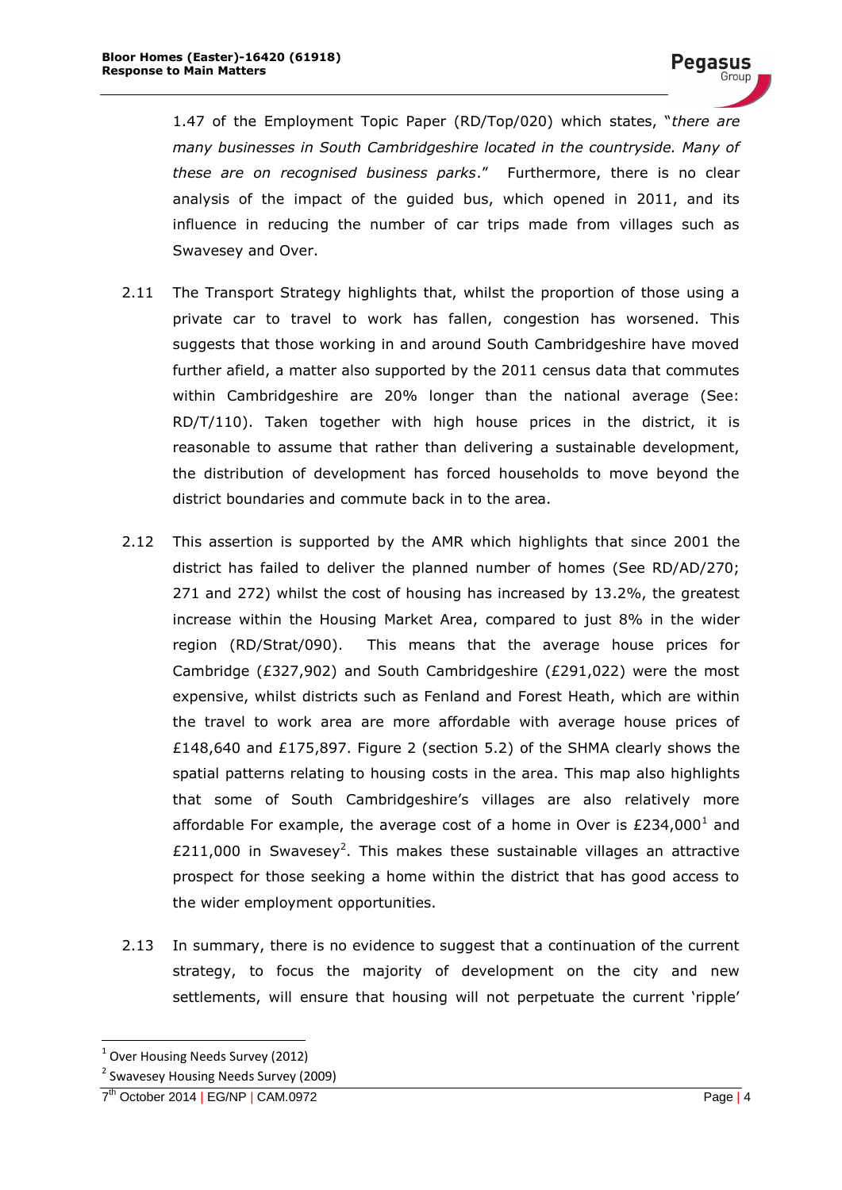1.47 of the Employment Topic Paper (RD/Top/020) which states, "*there are many businesses in South Cambridgeshire located in the countryside. Many of these are on recognised business parks*." Furthermore, there is no clear analysis of the impact of the guided bus, which opened in 2011, and its influence in reducing the number of car trips made from villages such as Swavesey and Over.

2.11 The Transport Strategy highlights that, whilst the proportion of those using a private car to travel to work has fallen, congestion has worsened. This suggests that those working in and around South Cambridgeshire have moved further afield, a matter also supported by the 2011 census data that commutes within Cambridgeshire are 20% longer than the national average (See: RD/T/110). Taken together with high house prices in the district, it is reasonable to assume that rather than delivering a sustainable development, the distribution of development has forced households to move beyond the district boundaries and commute back in to the area.

2.12 This assertion is supported by the AMR which highlights that since 2001 the district has failed to deliver the planned number of homes (See RD/AD/270; 271 and 272) whilst the cost of housing has increased by 13.2%, the greatest increase within the Housing Market Area, compared to just 8% in the wider region (RD/Strat/090). This means that the average house prices for Cambridge (£327,902) and South Cambridgeshire (£291,022) were the most expensive, whilst districts such as Fenland and Forest Heath, which are within the travel to work area are more affordable with average house prices of £148,640 and £175,897. Figure 2 (section 5.2) of the SHMA clearly shows the spatial patterns relating to housing costs in the area. This map also highlights that some of South Cambridgeshire's villages are also relatively more affordable For example, the average cost of a home in Over is £234,000[1] and £211,000 in Swavesey[2]. This makes these sustainable villages an attractive prospect for those seeking a home within the district that has good access to the wider employment opportunities.

2.13 In summary, there is no evidence to suggest that a continuation of the current strategy, to focus the majority of development on the city and new settlements, will ensure that housing will not perpetuate the current 'ripple'

[1] Over Housing Needs Survey (2012)

[2] Swavesey Housing Needs Survey (2009)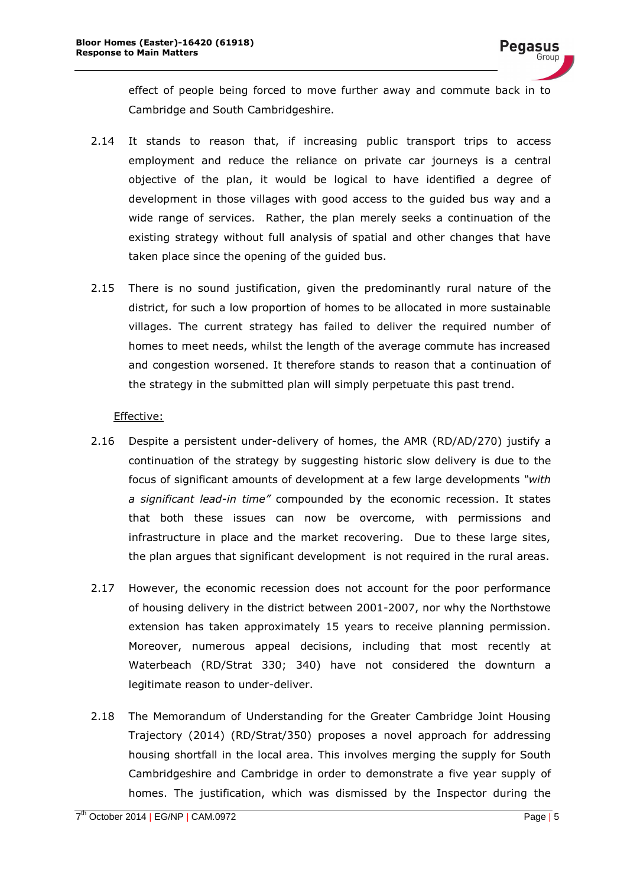effect of people being forced to move further away and commute back in to Cambridge and South Cambridgeshire.

2.14 It stands to reason that, if increasing public transport trips to access employment and reduce the reliance on private car journeys is a central objective of the plan, it would be logical to have identified a degree of development in those villages with good access to the guided bus way and a wide range of services. Rather, the plan merely seeks a continuation of the existing strategy without full analysis of spatial and other changes that have taken place since the opening of the guided bus.

2.15 There is no sound justification, given the predominantly rural nature of the district, for such a low proportion of homes to be allocated in more sustainable villages. The current strategy has failed to deliver the required number of homes to meet needs, whilst the length of the average commute has increased and congestion worsened. It therefore stands to reason that a continuation of the strategy in the submitted plan will simply perpetuate this past trend.

Effective:

2.16 Despite a persistent under-delivery of homes, the AMR (RD/AD/270) justify a continuation of the strategy by suggesting historic slow delivery is due to the focus of significant amounts of development at a few large developments *"with a significant lead-in time"* compounded by the economic recession. It states that both these issues can now be overcome, with permissions and infrastructure in place and the market recovering. Due to these large sites, the plan argues that significant development is not required in the rural areas.

2.17 However, the economic recession does not account for the poor performance of housing delivery in the district between 2001-2007, nor why the Northstowe extension has taken approximately 15 years to receive planning permission. Moreover, numerous appeal decisions, including that most recently at Waterbeach (RD/Strat 330; 340) have not considered the downturn a legitimate reason to under-deliver.

2.18 The Memorandum of Understanding for the Greater Cambridge Joint Housing Trajectory (2014) (RD/Strat/350) proposes a novel approach for addressing housing shortfall in the local area. This involves merging the supply for South Cambridgeshire and Cambridge in order to demonstrate a five year supply of homes. The justification, which was dismissed by the Inspector during the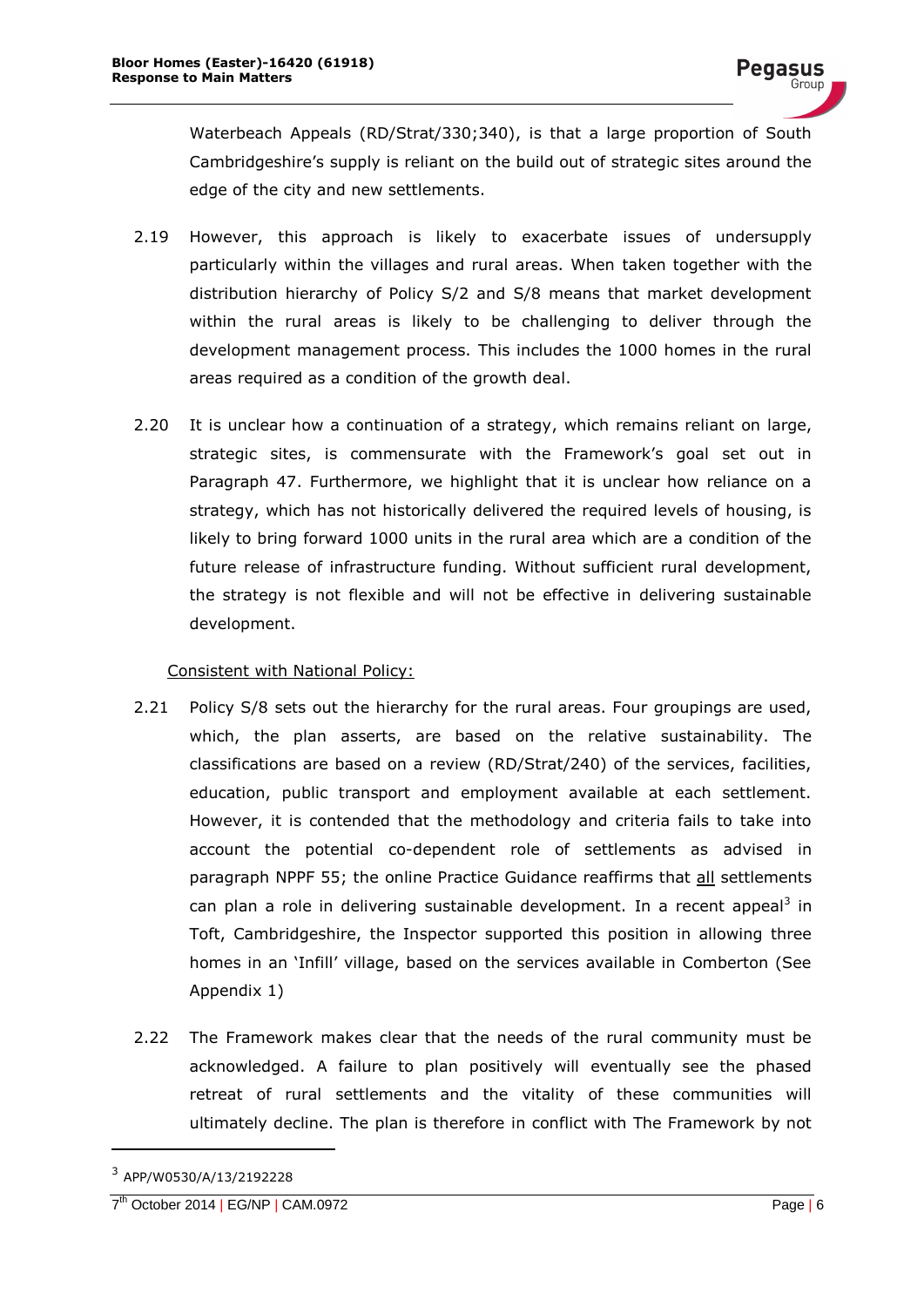Waterbeach Appeals (RD/Strat/330;340), is that a large proportion of South Cambridgeshire's supply is reliant on the build out of strategic sites around the edge of the city and new settlements.

2.19 However, this approach is likely to exacerbate issues of undersupply particularly within the villages and rural areas. When taken together with the distribution hierarchy of Policy S/2 and S/8 means that market development within the rural areas is likely to be challenging to deliver through the development management process. This includes the 1000 homes in the rural areas required as a condition of the growth deal.

2.20 It is unclear how a continuation of a strategy, which remains reliant on large, strategic sites, is commensurate with the Framework's goal set out in Paragraph 47. Furthermore, we highlight that it is unclear how reliance on a strategy, which has not historically delivered the required levels of housing, is likely to bring forward 1000 units in the rural area which are a condition of the future release of infrastructure funding. Without sufficient rural development, the strategy is not flexible and will not be effective in delivering sustainable development.

<u>Consistent with National Policy:</u>

2.21 Policy S/8 sets out the hierarchy for the rural areas. Four groupings are used, which, the plan asserts, are based on the relative sustainability. The classifications are based on a review (RD/Strat/240) of the services, facilities, education, public transport and employment available at each settlement. However, it is contended that the methodology and criteria fails to take into account the potential co-dependent role of settlements as advised in paragraph NPPF 55; the online Practice Guidance reaffirms that <u>all</u> settlements can plan a role in delivering sustainable development. In a recent appeal[3] in Toft, Cambridgeshire, the Inspector supported this position in allowing three homes in an 'Infill' village, based on the services available in Comberton (See Appendix 1)

2.22 The Framework makes clear that the needs of the rural community must be acknowledged. A failure to plan positively will eventually see the phased retreat of rural settlements and the vitality of these communities will ultimately decline. The plan is therefore in conflict with The Framework by not

[3] APP/W0530/A/13/2192228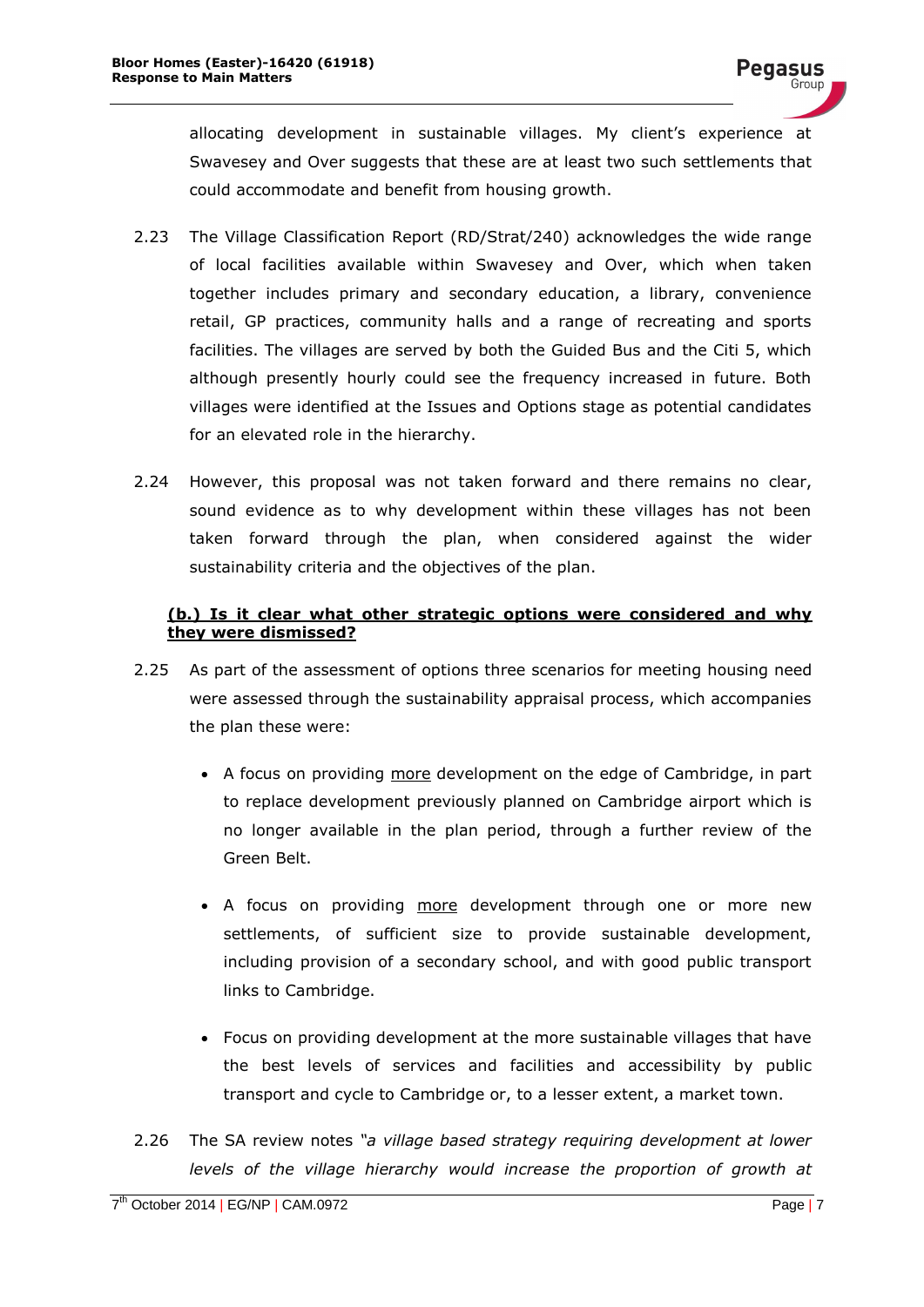allocating development in sustainable villages. My client's experience at Swavesey and Over suggests that these are at least two such settlements that could accommodate and benefit from housing growth.

2.23 The Village Classification Report (RD/Strat/240) acknowledges the wide range of local facilities available within Swavesey and Over, which when taken together includes primary and secondary education, a library, convenience retail, GP practices, community halls and a range of recreating and sports facilities. The villages are served by both the Guided Bus and the Citi 5, which although presently hourly could see the frequency increased in future. Both villages were identified at the Issues and Options stage as potential candidates for an elevated role in the hierarchy.

2.24 However, this proposal was not taken forward and there remains no clear, sound evidence as to why development within these villages has not been taken forward through the plan, when considered against the wider sustainability criteria and the objectives of the plan.

**(b.) Is it clear what other strategic options were considered and why they were dismissed?**

2.25 As part of the assessment of options three scenarios for meeting housing need were assessed through the sustainability appraisal process, which accompanies the plan these were:

- A focus on providing more development on the edge of Cambridge, in part to replace development previously planned on Cambridge airport which is no longer available in the plan period, through a further review of the Green Belt.
- A focus on providing more development through one or more new settlements, of sufficient size to provide sustainable development, including provision of a secondary school, and with good public transport links to Cambridge.
- Focus on providing development at the more sustainable villages that have the best levels of services and facilities and accessibility by public transport and cycle to Cambridge or, to a lesser extent, a market town.

2.26 The SA review notes *"a village based strategy requiring development at lower levels of the village hierarchy would increase the proportion of growth at*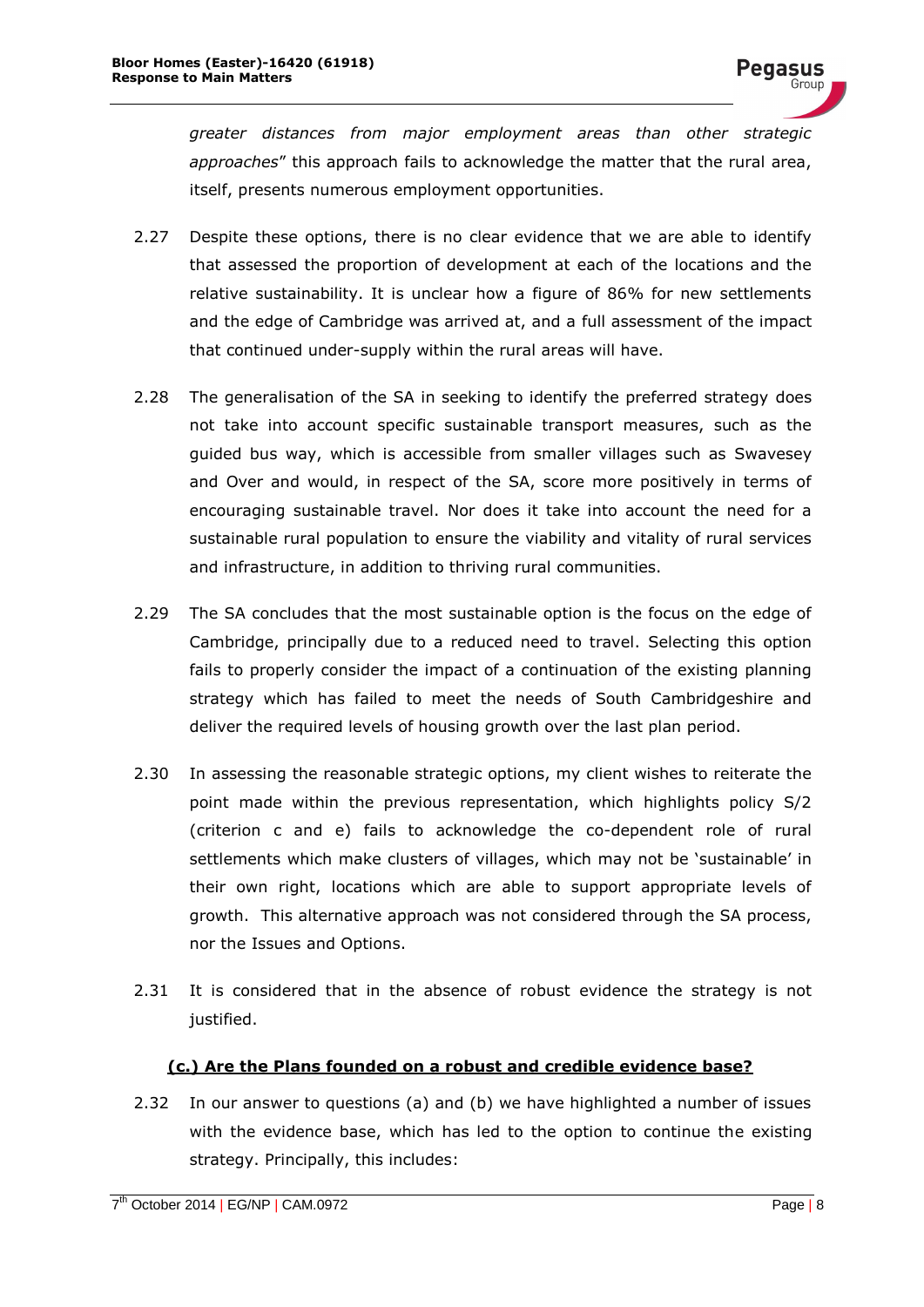*greater distances from major employment areas than other strategic approaches*" this approach fails to acknowledge the matter that the rural area, itself, presents numerous employment opportunities.

2.27 Despite these options, there is no clear evidence that we are able to identify that assessed the proportion of development at each of the locations and the relative sustainability. It is unclear how a figure of 86% for new settlements and the edge of Cambridge was arrived at, and a full assessment of the impact that continued under-supply within the rural areas will have.

2.28 The generalisation of the SA in seeking to identify the preferred strategy does not take into account specific sustainable transport measures, such as the guided bus way, which is accessible from smaller villages such as Swavesey and Over and would, in respect of the SA, score more positively in terms of encouraging sustainable travel. Nor does it take into account the need for a sustainable rural population to ensure the viability and vitality of rural services and infrastructure, in addition to thriving rural communities.

2.29 The SA concludes that the most sustainable option is the focus on the edge of Cambridge, principally due to a reduced need to travel. Selecting this option fails to properly consider the impact of a continuation of the existing planning strategy which has failed to meet the needs of South Cambridgeshire and deliver the required levels of housing growth over the last plan period.

2.30 In assessing the reasonable strategic options, my client wishes to reiterate the point made within the previous representation, which highlights policy S/2 (criterion c and e) fails to acknowledge the co-dependent role of rural settlements which make clusters of villages, which may not be 'sustainable' in their own right, locations which are able to support appropriate levels of growth. This alternative approach was not considered through the SA process, nor the Issues and Options.

2.31 It is considered that in the absence of robust evidence the strategy is not justified.

### **(c.) Are the Plans founded on a robust and credible evidence base?**

2.32 In our answer to questions (a) and (b) we have highlighted a number of issues with the evidence base, which has led to the option to continue the existing strategy. Principally, this includes: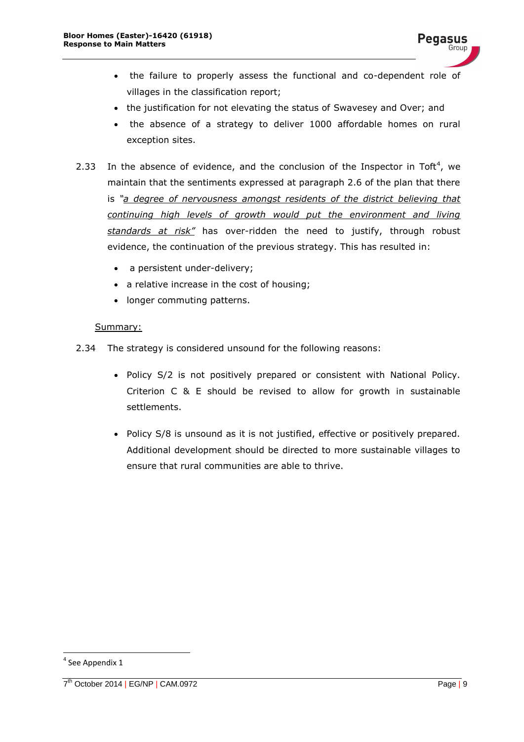- the failure to properly assess the functional and co-dependent role of villages in the classification report;
- the justification for not elevating the status of Swavesey and Over; and
- the absence of a strategy to deliver 1000 affordable homes on rural exception sites.

2.33 In the absence of evidence, and the conclusion of the Inspector in Toft[4], we maintain that the sentiments expressed at paragraph 2.6 of the plan that there is *"a degree of nervousness amongst residents of the district believing that continuing high levels of growth would put the environment and living standards at risk"* has over-ridden the need to justify, through robust evidence, the continuation of the previous strategy. This has resulted in:

- a persistent under-delivery;
- a relative increase in the cost of housing;
- longer commuting patterns.

Summary:

2.34 The strategy is considered unsound for the following reasons:

- Policy S/2 is not positively prepared or consistent with National Policy. Criterion C & E should be revised to allow for growth in sustainable settlements.

- Policy S/8 is unsound as it is not justified, effective or positively prepared. Additional development should be directed to more sustainable villages to ensure that rural communities are able to thrive.

[4] See Appendix 1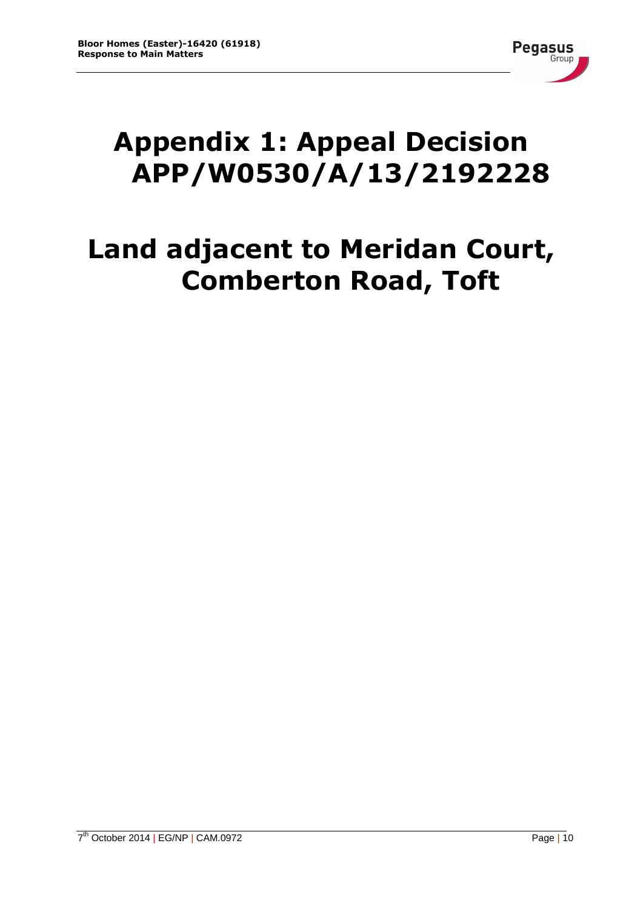# Appendix 1: Appeal Decision APP/W0530/A/13/2192228

# Land adjacent to Meridan Court, Comberton Road, Toft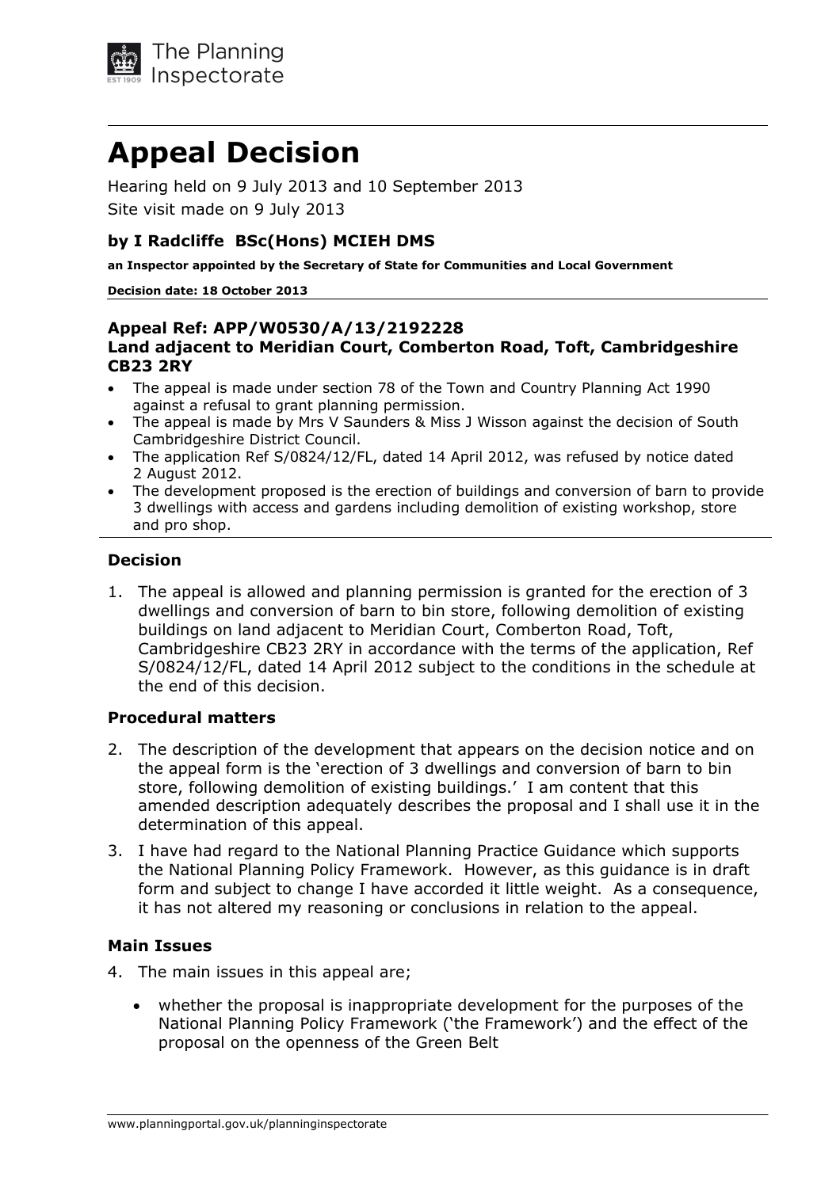# Appeal Decision

Hearing held on 9 July 2013 and 10 September 2013

Site visit made on 9 July 2013

### by I Radcliffe BSc(Hons) MCIEH DMS

**an Inspector appointed by the Secretary of State for Communities and Local Government**

**Decision date: 18 October 2013**

### Appeal Ref: APP/W0530/A/13/2192228
### Land adjacent to Meridian Court, Comberton Road, Toft, Cambridgeshire CB23 2RY

- The appeal is made under section 78 of the Town and Country Planning Act 1990 against a refusal to grant planning permission.
- The appeal is made by Mrs V Saunders & Miss J Wisson against the decision of South Cambridgeshire District Council.
- The application Ref S/0824/12/FL, dated 14 April 2012, was refused by notice dated 2 August 2012.
- The development proposed is the erection of buildings and conversion of barn to provide 3 dwellings with access and gardens including demolition of existing workshop, store and pro shop.

### Decision

1. The appeal is allowed and planning permission is granted for the erection of 3 dwellings and conversion of barn to bin store, following demolition of existing buildings on land adjacent to Meridian Court, Comberton Road, Toft, Cambridgeshire CB23 2RY in accordance with the terms of the application, Ref S/0824/12/FL, dated 14 April 2012 subject to the conditions in the schedule at the end of this decision.

### Procedural matters

2. The description of the development that appears on the decision notice and on the appeal form is the 'erection of 3 dwellings and conversion of barn to bin store, following demolition of existing buildings.' I am content that this amended description adequately describes the proposal and I shall use it in the determination of this appeal.

3. I have had regard to the National Planning Practice Guidance which supports the National Planning Policy Framework. However, as this guidance is in draft form and subject to change I have accorded it little weight. As a consequence, it has not altered my reasoning or conclusions in relation to the appeal.

### Main Issues

4. The main issues in this appeal are;

   - whether the proposal is inappropriate development for the purposes of the National Planning Policy Framework ('the Framework') and the effect of the proposal on the openness of the Green Belt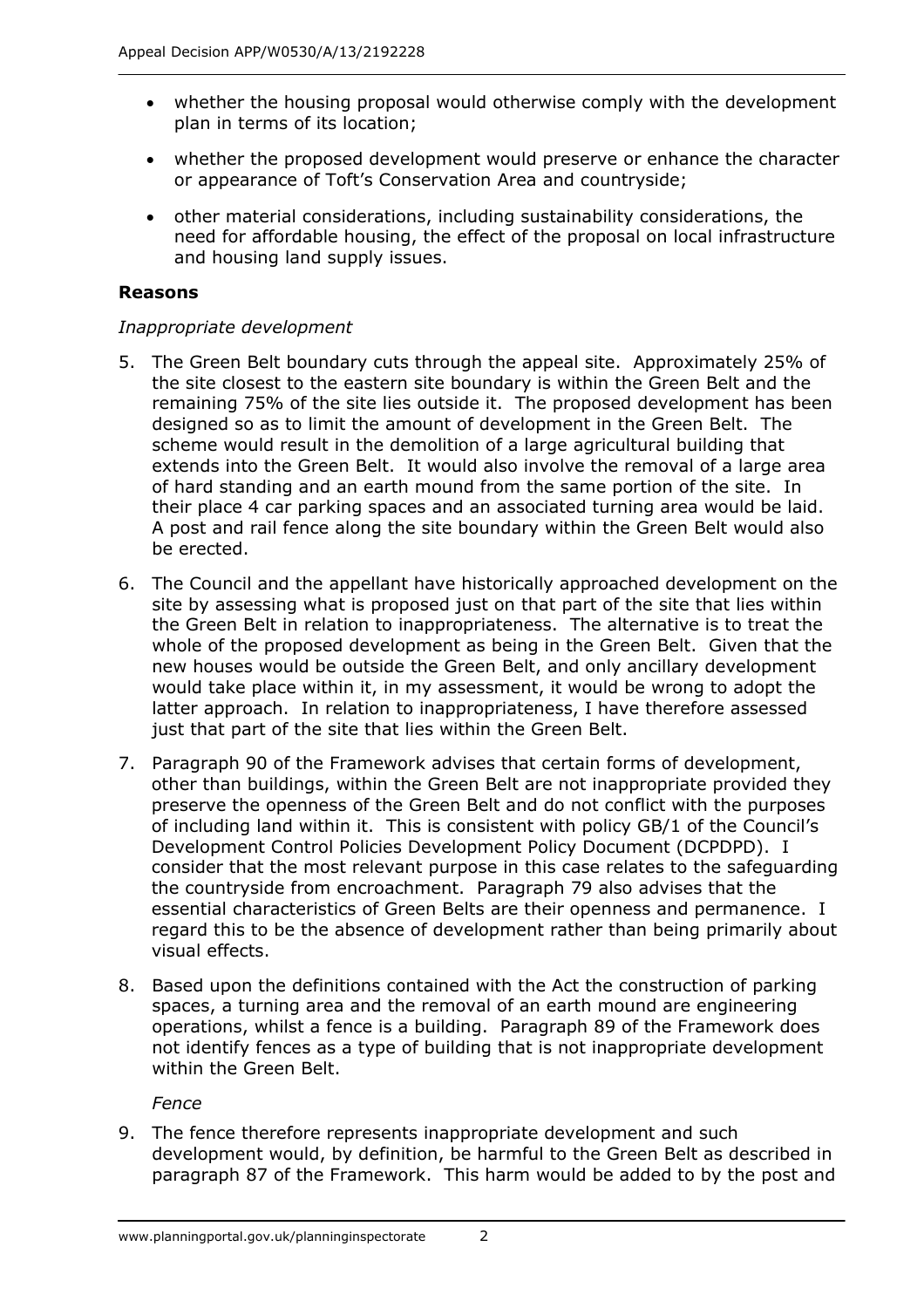- whether the housing proposal would otherwise comply with the development plan in terms of its location;
- whether the proposed development would preserve or enhance the character or appearance of Toft's Conservation Area and countryside;
- other material considerations, including sustainability considerations, the need for affordable housing, the effect of the proposal on local infrastructure and housing land supply issues.

**Reasons**

*Inappropriate development*

5. The Green Belt boundary cuts through the appeal site. Approximately 25% of the site closest to the eastern site boundary is within the Green Belt and the remaining 75% of the site lies outside it. The proposed development has been designed so as to limit the amount of development in the Green Belt. The scheme would result in the demolition of a large agricultural building that extends into the Green Belt. It would also involve the removal of a large area of hard standing and an earth mound from the same portion of the site. In their place 4 car parking spaces and an associated turning area would be laid. A post and rail fence along the site boundary within the Green Belt would also be erected.

6. The Council and the appellant have historically approached development on the site by assessing what is proposed just on that part of the site that lies within the Green Belt in relation to inappropriateness. The alternative is to treat the whole of the proposed development as being in the Green Belt. Given that the new houses would be outside the Green Belt, and only ancillary development would take place within it, in my assessment, it would be wrong to adopt the latter approach. In relation to inappropriateness, I have therefore assessed just that part of the site that lies within the Green Belt.

7. Paragraph 90 of the Framework advises that certain forms of development, other than buildings, within the Green Belt are not inappropriate provided they preserve the openness of the Green Belt and do not conflict with the purposes of including land within it. This is consistent with policy GB/1 of the Council's Development Control Policies Development Policy Document (DCPDPD). I consider that the most relevant purpose in this case relates to the safeguarding the countryside from encroachment. Paragraph 79 also advises that the essential characteristics of Green Belts are their openness and permanence. I regard this to be the absence of development rather than being primarily about visual effects.

8. Based upon the definitions contained with the Act the construction of parking spaces, a turning area and the removal of an earth mound are engineering operations, whilst a fence is a building. Paragraph 89 of the Framework does not identify fences as a type of building that is not inappropriate development within the Green Belt.

*Fence*

9. The fence therefore represents inappropriate development and such development would, by definition, be harmful to the Green Belt as described in paragraph 87 of the Framework. This harm would be added to by the post and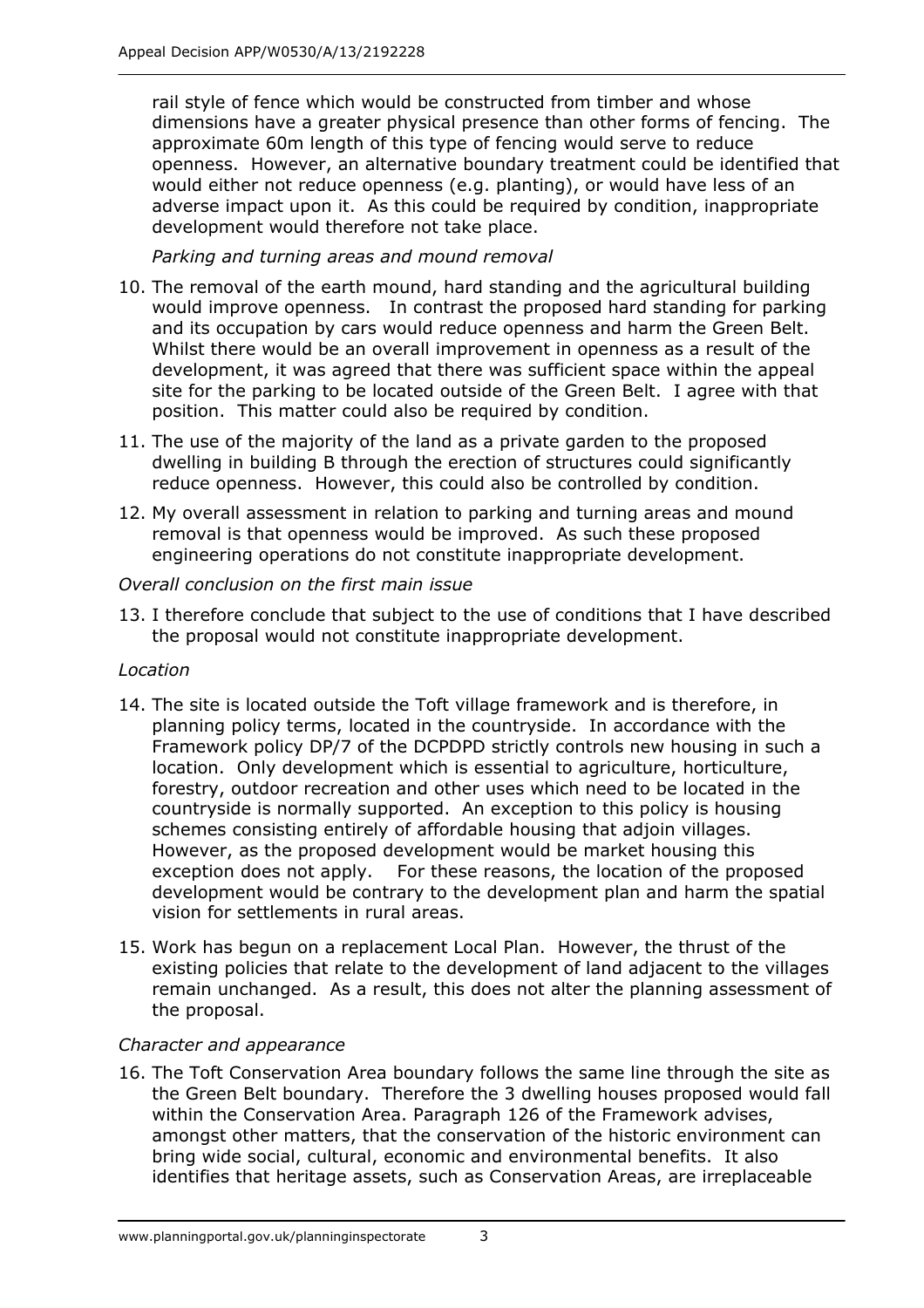rail style of fence which would be constructed from timber and whose dimensions have a greater physical presence than other forms of fencing. The approximate 60m length of this type of fencing would serve to reduce openness. However, an alternative boundary treatment could be identified that would either not reduce openness (e.g. planting), or would have less of an adverse impact upon it. As this could be required by condition, inappropriate development would therefore not take place.

*Parking and turning areas and mound removal*

10. The removal of the earth mound, hard standing and the agricultural building would improve openness. In contrast the proposed hard standing for parking and its occupation by cars would reduce openness and harm the Green Belt. Whilst there would be an overall improvement in openness as a result of the development, it was agreed that there was sufficient space within the appeal site for the parking to be located outside of the Green Belt. I agree with that position. This matter could also be required by condition.

11. The use of the majority of the land as a private garden to the proposed dwelling in building B through the erection of structures could significantly reduce openness. However, this could also be controlled by condition.

12. My overall assessment in relation to parking and turning areas and mound removal is that openness would be improved. As such these proposed engineering operations do not constitute inappropriate development.

*Overall conclusion on the first main issue*

13. I therefore conclude that subject to the use of conditions that I have described the proposal would not constitute inappropriate development.

*Location*

14. The site is located outside the Toft village framework and is therefore, in planning policy terms, located in the countryside. In accordance with the Framework policy DP/7 of the DCPDPD strictly controls new housing in such a location. Only development which is essential to agriculture, horticulture, forestry, outdoor recreation and other uses which need to be located in the countryside is normally supported. An exception to this policy is housing schemes consisting entirely of affordable housing that adjoin villages. However, as the proposed development would be market housing this exception does not apply. For these reasons, the location of the proposed development would be contrary to the development plan and harm the spatial vision for settlements in rural areas.

15. Work has begun on a replacement Local Plan. However, the thrust of the existing policies that relate to the development of land adjacent to the villages remain unchanged. As a result, this does not alter the planning assessment of the proposal.

*Character and appearance*

16. The Toft Conservation Area boundary follows the same line through the site as the Green Belt boundary. Therefore the 3 dwelling houses proposed would fall within the Conservation Area. Paragraph 126 of the Framework advises, amongst other matters, that the conservation of the historic environment can bring wide social, cultural, economic and environmental benefits. It also identifies that heritage assets, such as Conservation Areas, are irreplaceable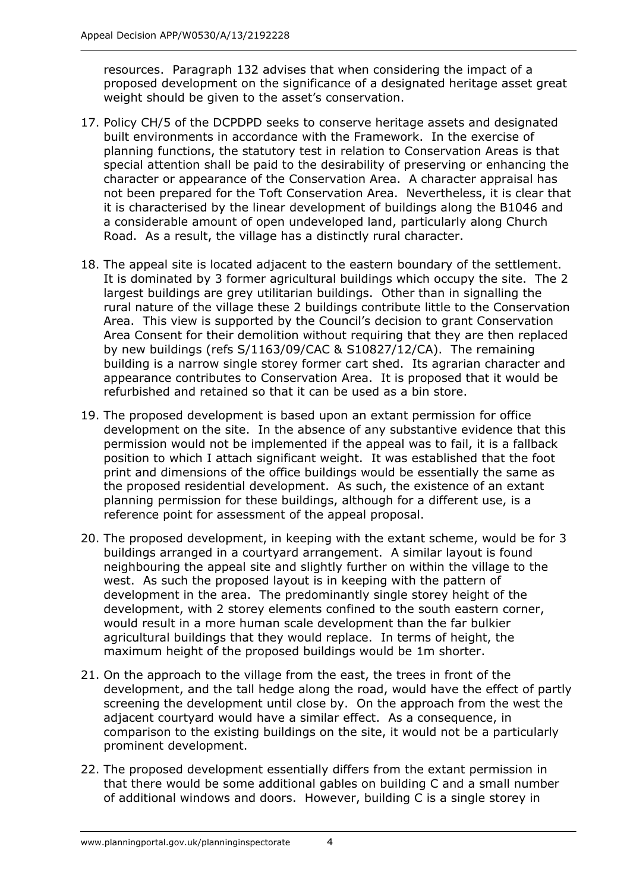resources. Paragraph 132 advises that when considering the impact of a proposed development on the significance of a designated heritage asset great weight should be given to the asset's conservation.

17. Policy CH/5 of the DCPDPD seeks to conserve heritage assets and designated built environments in accordance with the Framework. In the exercise of planning functions, the statutory test in relation to Conservation Areas is that special attention shall be paid to the desirability of preserving or enhancing the character or appearance of the Conservation Area. A character appraisal has not been prepared for the Toft Conservation Area. Nevertheless, it is clear that it is characterised by the linear development of buildings along the B1046 and a considerable amount of open undeveloped land, particularly along Church Road. As a result, the village has a distinctly rural character.

18. The appeal site is located adjacent to the eastern boundary of the settlement. It is dominated by 3 former agricultural buildings which occupy the site. The 2 largest buildings are grey utilitarian buildings. Other than in signalling the rural nature of the village these 2 buildings contribute little to the Conservation Area. This view is supported by the Council's decision to grant Conservation Area Consent for their demolition without requiring that they are then replaced by new buildings (refs S/1163/09/CAC & S10827/12/CA). The remaining building is a narrow single storey former cart shed. Its agrarian character and appearance contributes to Conservation Area. It is proposed that it would be refurbished and retained so that it can be used as a bin store.

19. The proposed development is based upon an extant permission for office development on the site. In the absence of any substantive evidence that this permission would not be implemented if the appeal was to fail, it is a fallback position to which I attach significant weight. It was established that the foot print and dimensions of the office buildings would be essentially the same as the proposed residential development. As such, the existence of an extant planning permission for these buildings, although for a different use, is a reference point for assessment of the appeal proposal.

20. The proposed development, in keeping with the extant scheme, would be for 3 buildings arranged in a courtyard arrangement. A similar layout is found neighbouring the appeal site and slightly further on within the village to the west. As such the proposed layout is in keeping with the pattern of development in the area. The predominantly single storey height of the development, with 2 storey elements confined to the south eastern corner, would result in a more human scale development than the far bulkier agricultural buildings that they would replace. In terms of height, the maximum height of the proposed buildings would be 1m shorter.

21. On the approach to the village from the east, the trees in front of the development, and the tall hedge along the road, would have the effect of partly screening the development until close by. On the approach from the west the adjacent courtyard would have a similar effect. As a consequence, in comparison to the existing buildings on the site, it would not be a particularly prominent development.

22. The proposed development essentially differs from the extant permission in that there would be some additional gables on building C and a small number of additional windows and doors. However, building C is a single storey in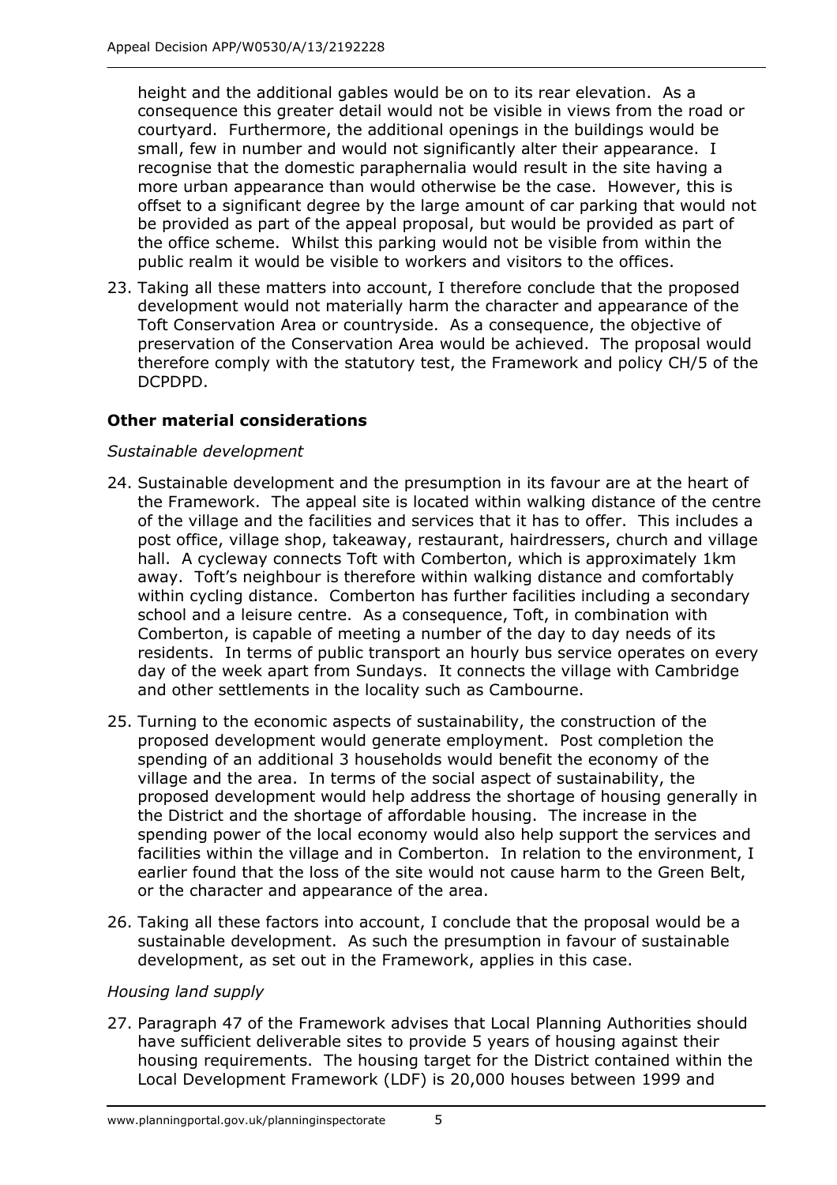height and the additional gables would be on to its rear elevation. As a consequence this greater detail would not be visible in views from the road or courtyard. Furthermore, the additional openings in the buildings would be small, few in number and would not significantly alter their appearance. I recognise that the domestic paraphernalia would result in the site having a more urban appearance than would otherwise be the case. However, this is offset to a significant degree by the large amount of car parking that would not be provided as part of the appeal proposal, but would be provided as part of the office scheme. Whilst this parking would not be visible from within the public realm it would be visible to workers and visitors to the offices.

23. Taking all these matters into account, I therefore conclude that the proposed development would not materially harm the character and appearance of the Toft Conservation Area or countryside. As a consequence, the objective of preservation of the Conservation Area would be achieved. The proposal would therefore comply with the statutory test, the Framework and policy CH/5 of the DCPDPD.

## Other material considerations

*Sustainable development*

24. Sustainable development and the presumption in its favour are at the heart of the Framework. The appeal site is located within walking distance of the centre of the village and the facilities and services that it has to offer. This includes a post office, village shop, takeaway, restaurant, hairdressers, church and village hall. A cycleway connects Toft with Comberton, which is approximately 1km away. Toft's neighbour is therefore within walking distance and comfortably within cycling distance. Comberton has further facilities including a secondary school and a leisure centre. As a consequence, Toft, in combination with Comberton, is capable of meeting a number of the day to day needs of its residents. In terms of public transport an hourly bus service operates on every day of the week apart from Sundays. It connects the village with Cambridge and other settlements in the locality such as Cambourne.

25. Turning to the economic aspects of sustainability, the construction of the proposed development would generate employment. Post completion the spending of an additional 3 households would benefit the economy of the village and the area. In terms of the social aspect of sustainability, the proposed development would help address the shortage of housing generally in the District and the shortage of affordable housing. The increase in the spending power of the local economy would also help support the services and facilities within the village and in Comberton. In relation to the environment, I earlier found that the loss of the site would not cause harm to the Green Belt, or the character and appearance of the area.

26. Taking all these factors into account, I conclude that the proposal would be a sustainable development. As such the presumption in favour of sustainable development, as set out in the Framework, applies in this case.

*Housing land supply*

27. Paragraph 47 of the Framework advises that Local Planning Authorities should have sufficient deliverable sites to provide 5 years of housing against their housing requirements. The housing target for the District contained within the Local Development Framework (LDF) is 20,000 houses between 1999 and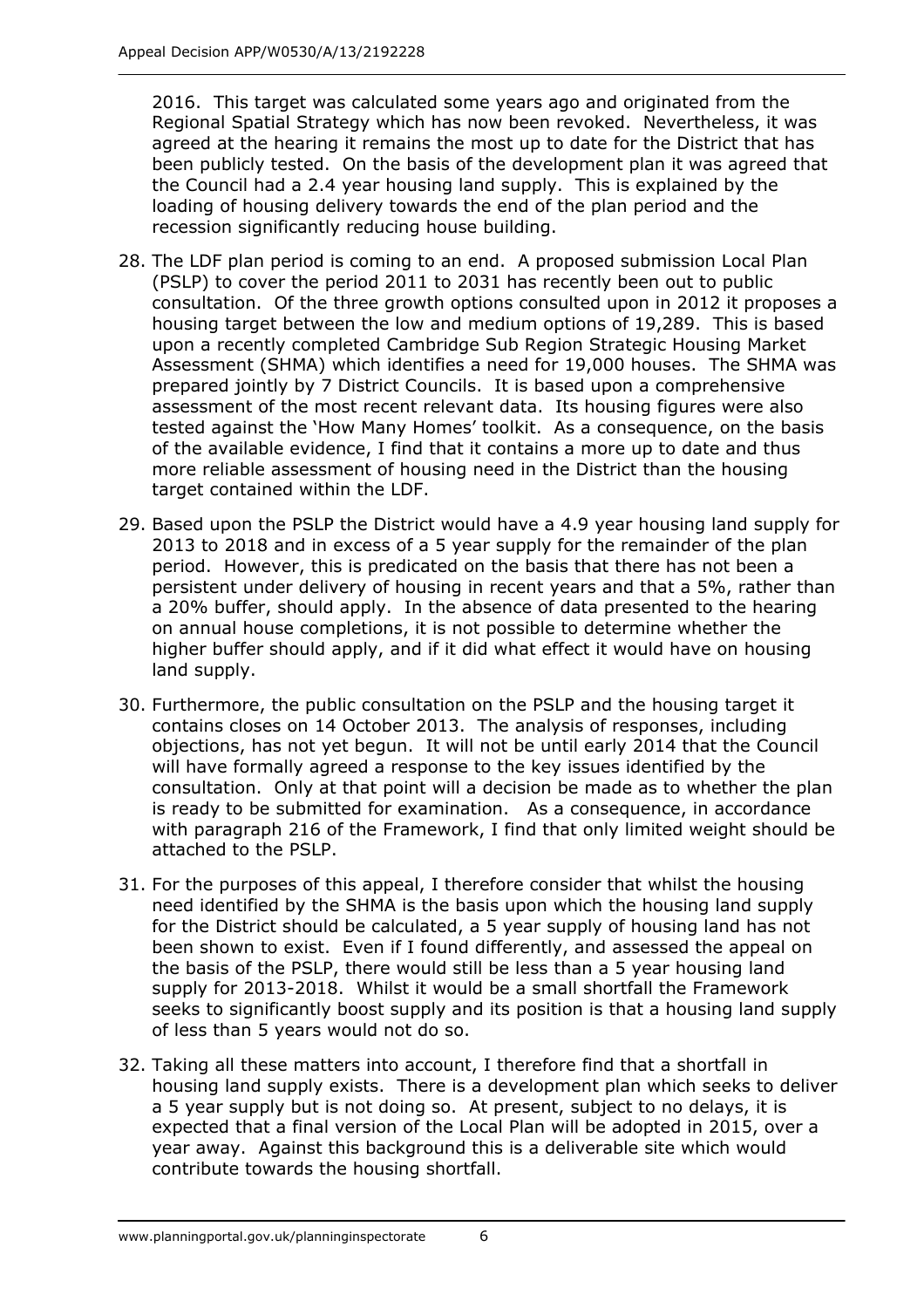2016. This target was calculated some years ago and originated from the Regional Spatial Strategy which has now been revoked. Nevertheless, it was agreed at the hearing it remains the most up to date for the District that has been publicly tested. On the basis of the development plan it was agreed that the Council had a 2.4 year housing land supply. This is explained by the loading of housing delivery towards the end of the plan period and the recession significantly reducing house building.

28. The LDF plan period is coming to an end. A proposed submission Local Plan (PSLP) to cover the period 2011 to 2031 has recently been out to public consultation. Of the three growth options consulted upon in 2012 it proposes a housing target between the low and medium options of 19,289. This is based upon a recently completed Cambridge Sub Region Strategic Housing Market Assessment (SHMA) which identifies a need for 19,000 houses. The SHMA was prepared jointly by 7 District Councils. It is based upon a comprehensive assessment of the most recent relevant data. Its housing figures were also tested against the 'How Many Homes' toolkit. As a consequence, on the basis of the available evidence, I find that it contains a more up to date and thus more reliable assessment of housing need in the District than the housing target contained within the LDF.

29. Based upon the PSLP the District would have a 4.9 year housing land supply for 2013 to 2018 and in excess of a 5 year supply for the remainder of the plan period. However, this is predicated on the basis that there has not been a persistent under delivery of housing in recent years and that a 5%, rather than a 20% buffer, should apply. In the absence of data presented to the hearing on annual house completions, it is not possible to determine whether the higher buffer should apply, and if it did what effect it would have on housing land supply.

30. Furthermore, the public consultation on the PSLP and the housing target it contains closes on 14 October 2013. The analysis of responses, including objections, has not yet begun. It will not be until early 2014 that the Council will have formally agreed a response to the key issues identified by the consultation. Only at that point will a decision be made as to whether the plan is ready to be submitted for examination. As a consequence, in accordance with paragraph 216 of the Framework, I find that only limited weight should be attached to the PSLP.

31. For the purposes of this appeal, I therefore consider that whilst the housing need identified by the SHMA is the basis upon which the housing land supply for the District should be calculated, a 5 year supply of housing land has not been shown to exist. Even if I found differently, and assessed the appeal on the basis of the PSLP, there would still be less than a 5 year housing land supply for 2013-2018. Whilst it would be a small shortfall the Framework seeks to significantly boost supply and its position is that a housing land supply of less than 5 years would not do so.

32. Taking all these matters into account, I therefore find that a shortfall in housing land supply exists. There is a development plan which seeks to deliver a 5 year supply but is not doing so. At present, subject to no delays, it is expected that a final version of the Local Plan will be adopted in 2015, over a year away. Against this background this is a deliverable site which would contribute towards the housing shortfall.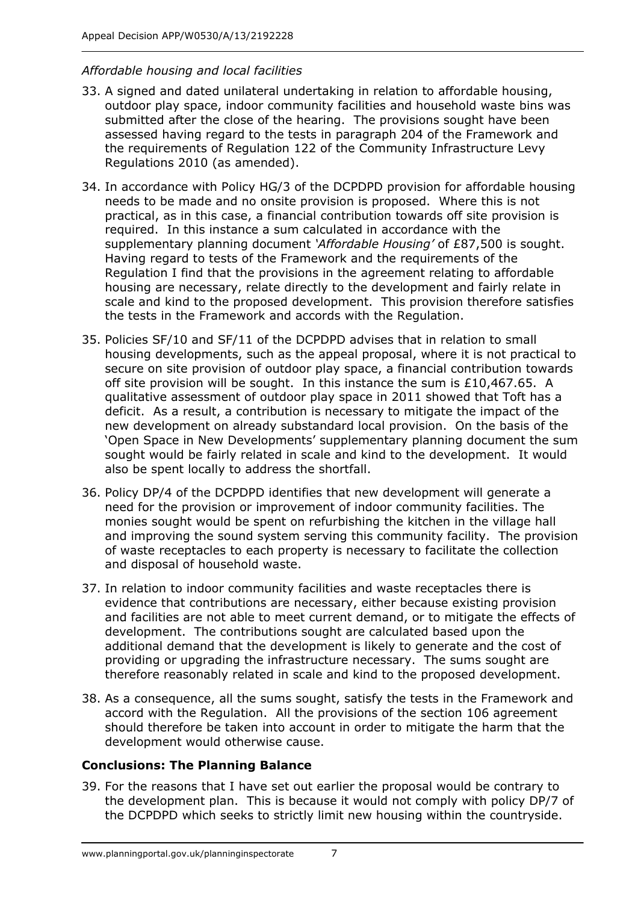*Affordable housing and local facilities*

33. A signed and dated unilateral undertaking in relation to affordable housing, outdoor play space, indoor community facilities and household waste bins was submitted after the close of the hearing. The provisions sought have been assessed having regard to the tests in paragraph 204 of the Framework and the requirements of Regulation 122 of the Community Infrastructure Levy Regulations 2010 (as amended).

34. In accordance with Policy HG/3 of the DCPDPD provision for affordable housing needs to be made and no onsite provision is proposed. Where this is not practical, as in this case, a financial contribution towards off site provision is required. In this instance a sum calculated in accordance with the supplementary planning document *'Affordable Housing'* of £87,500 is sought. Having regard to tests of the Framework and the requirements of the Regulation I find that the provisions in the agreement relating to affordable housing are necessary, relate directly to the development and fairly relate in scale and kind to the proposed development. This provision therefore satisfies the tests in the Framework and accords with the Regulation.

35. Policies SF/10 and SF/11 of the DCPDPD advises that in relation to small housing developments, such as the appeal proposal, where it is not practical to secure on site provision of outdoor play space, a financial contribution towards off site provision will be sought. In this instance the sum is £10,467.65. A qualitative assessment of outdoor play space in 2011 showed that Toft has a deficit. As a result, a contribution is necessary to mitigate the impact of the new development on already substandard local provision. On the basis of the 'Open Space in New Developments' supplementary planning document the sum sought would be fairly related in scale and kind to the development. It would also be spent locally to address the shortfall.

36. Policy DP/4 of the DCPDPD identifies that new development will generate a need for the provision or improvement of indoor community facilities. The monies sought would be spent on refurbishing the kitchen in the village hall and improving the sound system serving this community facility. The provision of waste receptacles to each property is necessary to facilitate the collection and disposal of household waste.

37. In relation to indoor community facilities and waste receptacles there is evidence that contributions are necessary, either because existing provision and facilities are not able to meet current demand, or to mitigate the effects of development. The contributions sought are calculated based upon the additional demand that the development is likely to generate and the cost of providing or upgrading the infrastructure necessary. The sums sought are therefore reasonably related in scale and kind to the proposed development.

38. As a consequence, all the sums sought, satisfy the tests in the Framework and accord with the Regulation. All the provisions of the section 106 agreement should therefore be taken into account in order to mitigate the harm that the development would otherwise cause.

## Conclusions: The Planning Balance

39. For the reasons that I have set out earlier the proposal would be contrary to the development plan. This is because it would not comply with policy DP/7 of the DCPDPD which seeks to strictly limit new housing within the countryside.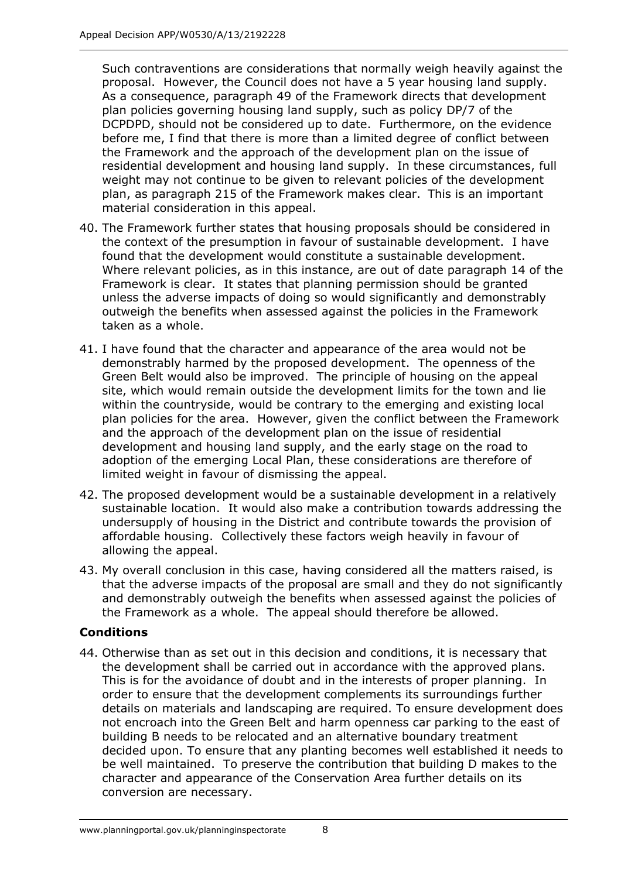Such contraventions are considerations that normally weigh heavily against the proposal. However, the Council does not have a 5 year housing land supply. As a consequence, paragraph 49 of the Framework directs that development plan policies governing housing land supply, such as policy DP/7 of the DCPDPD, should not be considered up to date. Furthermore, on the evidence before me, I find that there is more than a limited degree of conflict between the Framework and the approach of the development plan on the issue of residential development and housing land supply. In these circumstances, full weight may not continue to be given to relevant policies of the development plan, as paragraph 215 of the Framework makes clear. This is an important material consideration in this appeal.

40. The Framework further states that housing proposals should be considered in the context of the presumption in favour of sustainable development. I have found that the development would constitute a sustainable development. Where relevant policies, as in this instance, are out of date paragraph 14 of the Framework is clear. It states that planning permission should be granted unless the adverse impacts of doing so would significantly and demonstrably outweigh the benefits when assessed against the policies in the Framework taken as a whole.

41. I have found that the character and appearance of the area would not be demonstrably harmed by the proposed development. The openness of the Green Belt would also be improved. The principle of housing on the appeal site, which would remain outside the development limits for the town and lie within the countryside, would be contrary to the emerging and existing local plan policies for the area. However, given the conflict between the Framework and the approach of the development plan on the issue of residential development and housing land supply, and the early stage on the road to adoption of the emerging Local Plan, these considerations are therefore of limited weight in favour of dismissing the appeal.

42. The proposed development would be a sustainable development in a relatively sustainable location. It would also make a contribution towards addressing the undersupply of housing in the District and contribute towards the provision of affordable housing. Collectively these factors weigh heavily in favour of allowing the appeal.

43. My overall conclusion in this case, having considered all the matters raised, is that the adverse impacts of the proposal are small and they do not significantly and demonstrably outweigh the benefits when assessed against the policies of the Framework as a whole. The appeal should therefore be allowed.

## Conditions

44. Otherwise than as set out in this decision and conditions, it is necessary that the development shall be carried out in accordance with the approved plans. This is for the avoidance of doubt and in the interests of proper planning. In order to ensure that the development complements its surroundings further details on materials and landscaping are required. To ensure development does not encroach into the Green Belt and harm openness car parking to the east of building B needs to be relocated and an alternative boundary treatment decided upon. To ensure that any planting becomes well established it needs to be well maintained. To preserve the contribution that building D makes to the character and appearance of the Conservation Area further details on its conversion are necessary.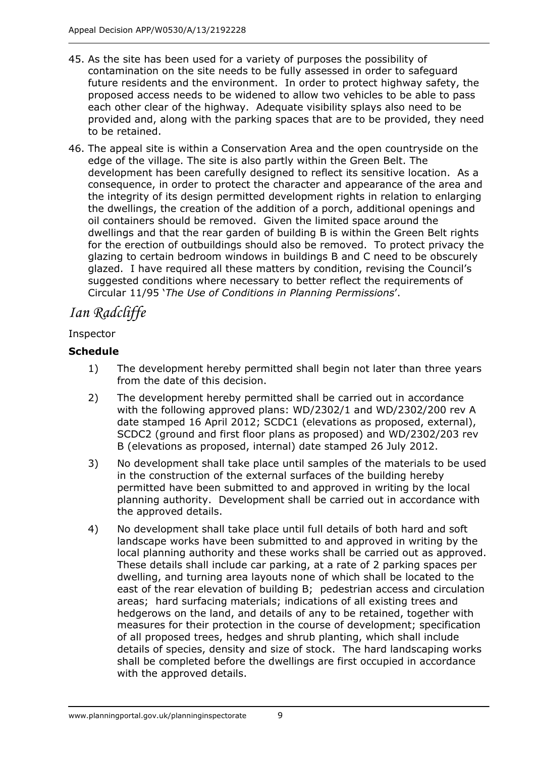45. As the site has been used for a variety of purposes the possibility of contamination on the site needs to be fully assessed in order to safeguard future residents and the environment. In order to protect highway safety, the proposed access needs to be widened to allow two vehicles to be able to pass each other clear of the highway. Adequate visibility splays also need to be provided and, along with the parking spaces that are to be provided, they need to be retained.

46. The appeal site is within a Conservation Area and the open countryside on the edge of the village. The site is also partly within the Green Belt. The development has been carefully designed to reflect its sensitive location. As a consequence, in order to protect the character and appearance of the area and the integrity of its design permitted development rights in relation to enlarging the dwellings, the creation of the addition of a porch, additional openings and oil containers should be removed. Given the limited space around the dwellings and that the rear garden of building B is within the Green Belt rights for the erection of outbuildings should also be removed. To protect privacy the glazing to certain bedroom windows in buildings B and C need to be obscurely glazed. I have required all these matters by condition, revising the Council's suggested conditions where necessary to better reflect the requirements of Circular 11/95 '*The Use of Conditions in Planning Permissions*'.

*Ian Radcliffe*

Inspector

**Schedule**

1) The development hereby permitted shall begin not later than three years from the date of this decision.

2) The development hereby permitted shall be carried out in accordance with the following approved plans: WD/2302/1 and WD/2302/200 rev A date stamped 16 April 2012; SCDC1 (elevations as proposed, external), SCDC2 (ground and first floor plans as proposed) and WD/2302/203 rev B (elevations as proposed, internal) date stamped 26 July 2012.

3) No development shall take place until samples of the materials to be used in the construction of the external surfaces of the building hereby permitted have been submitted to and approved in writing by the local planning authority. Development shall be carried out in accordance with the approved details.

4) No development shall take place until full details of both hard and soft landscape works have been submitted to and approved in writing by the local planning authority and these works shall be carried out as approved. These details shall include car parking, at a rate of 2 parking spaces per dwelling, and turning area layouts none of which shall be located to the east of the rear elevation of building B; pedestrian access and circulation areas; hard surfacing materials; indications of all existing trees and hedgerows on the land, and details of any to be retained, together with measures for their protection in the course of development; specification of all proposed trees, hedges and shrub planting, which shall include details of species, density and size of stock. The hard landscaping works shall be completed before the dwellings are first occupied in accordance with the approved details.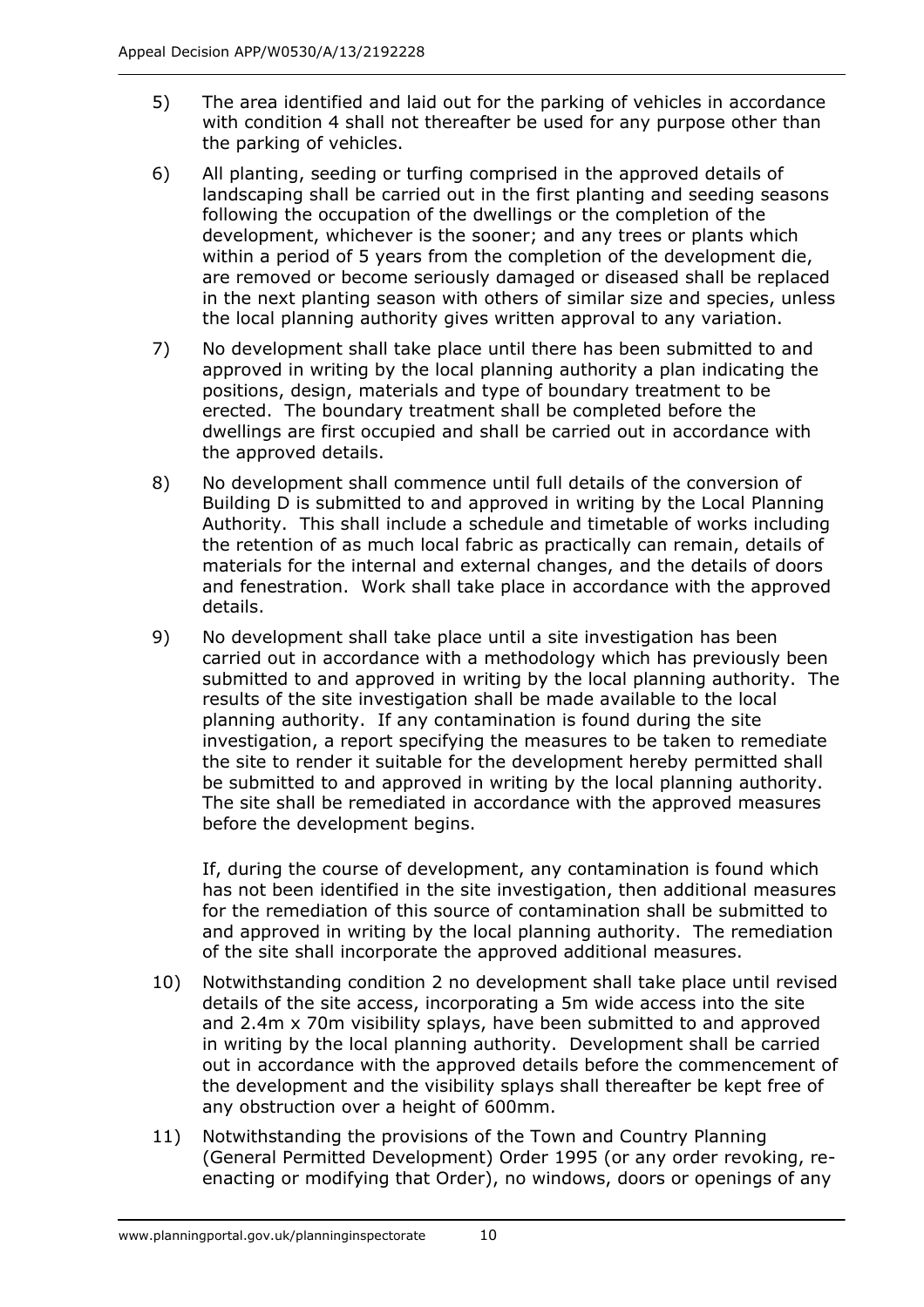5) The area identified and laid out for the parking of vehicles in accordance with condition 4 shall not thereafter be used for any purpose other than the parking of vehicles.

6) All planting, seeding or turfing comprised in the approved details of landscaping shall be carried out in the first planting and seeding seasons following the occupation of the dwellings or the completion of the development, whichever is the sooner; and any trees or plants which within a period of 5 years from the completion of the development die, are removed or become seriously damaged or diseased shall be replaced in the next planting season with others of similar size and species, unless the local planning authority gives written approval to any variation.

7) No development shall take place until there has been submitted to and approved in writing by the local planning authority a plan indicating the positions, design, materials and type of boundary treatment to be erected. The boundary treatment shall be completed before the dwellings are first occupied and shall be carried out in accordance with the approved details.

8) No development shall commence until full details of the conversion of Building D is submitted to and approved in writing by the Local Planning Authority. This shall include a schedule and timetable of works including the retention of as much local fabric as practically can remain, details of materials for the internal and external changes, and the details of doors and fenestration. Work shall take place in accordance with the approved details.

9) No development shall take place until a site investigation has been carried out in accordance with a methodology which has previously been submitted to and approved in writing by the local planning authority. The results of the site investigation shall be made available to the local planning authority. If any contamination is found during the site investigation, a report specifying the measures to be taken to remediate the site to render it suitable for the development hereby permitted shall be submitted to and approved in writing by the local planning authority. The site shall be remediated in accordance with the approved measures before the development begins.

   If, during the course of development, any contamination is found which has not been identified in the site investigation, then additional measures for the remediation of this source of contamination shall be submitted to and approved in writing by the local planning authority. The remediation of the site shall incorporate the approved additional measures.

10) Notwithstanding condition 2 no development shall take place until revised details of the site access, incorporating a 5m wide access into the site and 2.4m x 70m visibility splays, have been submitted to and approved in writing by the local planning authority. Development shall be carried out in accordance with the approved details before the commencement of the development and the visibility splays shall thereafter be kept free of any obstruction over a height of 600mm.

11) Notwithstanding the provisions of the Town and Country Planning (General Permitted Development) Order 1995 (or any order revoking, re-enacting or modifying that Order), no windows, doors or openings of any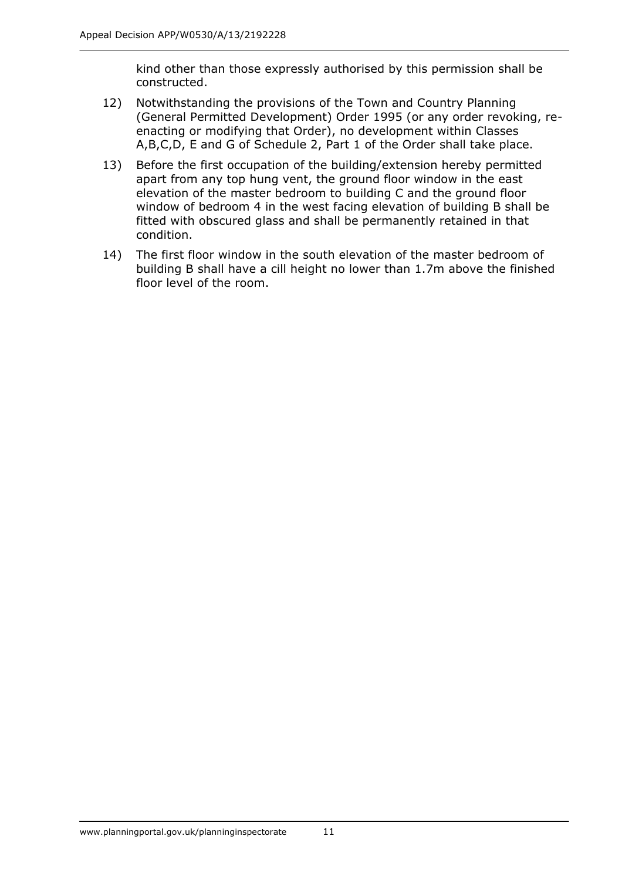kind other than those expressly authorised by this permission shall be constructed.

12) Notwithstanding the provisions of the Town and Country Planning (General Permitted Development) Order 1995 (or any order revoking, re-enacting or modifying that Order), no development within Classes A,B,C,D, E and G of Schedule 2, Part 1 of the Order shall take place.

13) Before the first occupation of the building/extension hereby permitted apart from any top hung vent, the ground floor window in the east elevation of the master bedroom to building C and the ground floor window of bedroom 4 in the west facing elevation of building B shall be fitted with obscured glass and shall be permanently retained in that condition.

14) The first floor window in the south elevation of the master bedroom of building B shall have a cill height no lower than 1.7m above the finished floor level of the room.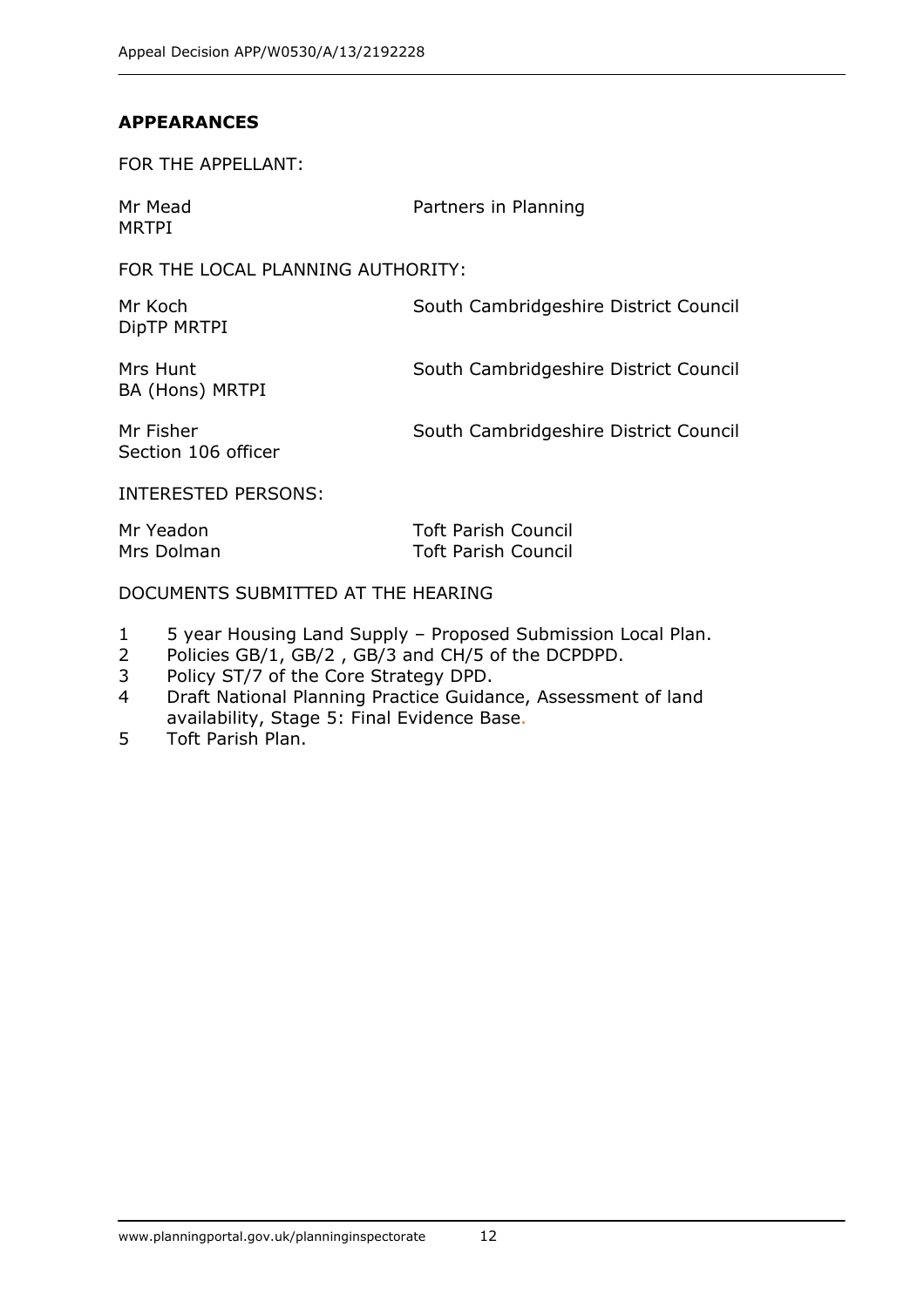## APPEARANCES

FOR THE APPELLANT:

| | |
|---|---|
| Mr Mead MRTPI | Partners in Planning |

FOR THE LOCAL PLANNING AUTHORITY:

| | |
|---|---|
| Mr Koch DipTP MRTPI | South Cambridgeshire District Council |
| Mrs Hunt BA (Hons) MRTPI | South Cambridgeshire District Council |
| Mr Fisher Section 106 officer | South Cambridgeshire District Council |

INTERESTED PERSONS:

| | |
|---|---|
| Mr Yeadon | Toft Parish Council |
| Mrs Dolman | Toft Parish Council |

DOCUMENTS SUBMITTED AT THE HEARING

1. 5 year Housing Land Supply – Proposed Submission Local Plan.
2. Policies GB/1, GB/2 , GB/3 and CH/5 of the DCPDPD.
3. Policy ST/7 of the Core Strategy DPD.
4. Draft National Planning Practice Guidance, Assessment of land availability, Stage 5: Final Evidence Base.
5. Toft Parish Plan.